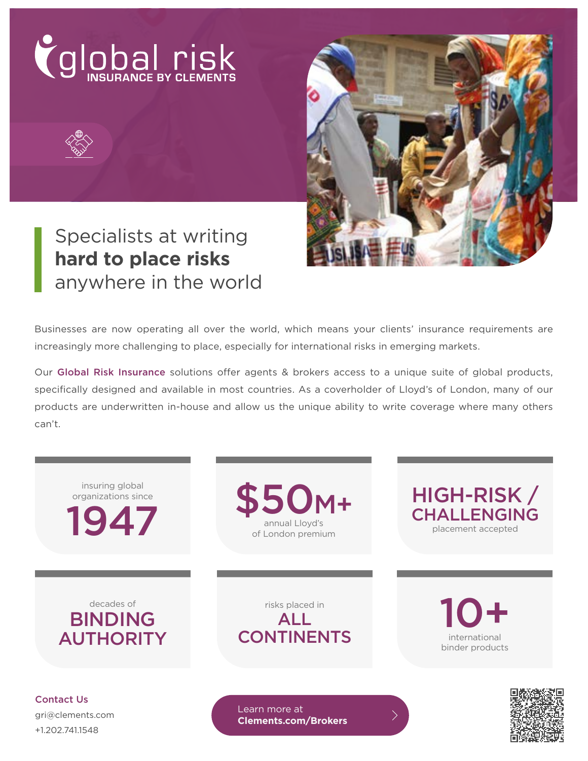# global risk

INSURANCE BY CLEMENTS

## Specialists at writing **hard to place risks** anywhere in the world

Businesses are now operating all over the world, which means your clients' insurance requirements are increasingly more challenging to place, especially for international risks in emerging markets.

Our **Global Risk Insurance** solutions offer agents & brokers access to a unique suite of global products, specifically designed and available in most countries. As a coverholder of Lloyd's of London, many of our products are underwritten in-house and allow us the unique ability to write coverage where many others can't.

insuring global organizations since **1947**

**$50M+** annual Lloyd's of London premium

**HIGH-RISK / CHALLENGING** placement accepted

decades of **BINDING AUTHORITY**

risks placed in **ALL CONTINENTS**

**10+** international binder products

**Contact Us**

gri@clements.com

+1.202.741.1548

Learn more at **Clements.com/Brokers**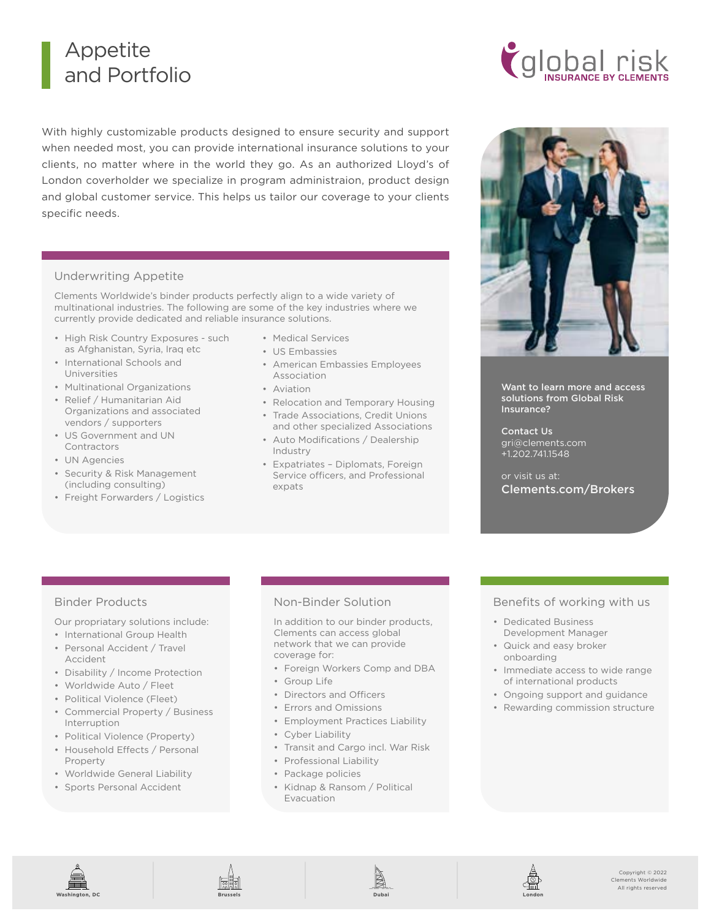# Appetite and Portfolio

global risk
INSURANCE BY CLEMENTS

With highly customizable products designed to ensure security and support when needed most, you can provide international insurance solutions to your clients, no matter where in the world they go. As an authorized Lloyd's of London coverholder we specialize in program administraion, product design and global customer service. This helps us tailor our coverage to your clients specific needs.

## Underwriting Appetite

Clements Worldwide's binder products perfectly align to a wide variety of multinational industries. The following are some of the key industries where we currently provide dedicated and reliable insurance solutions.

- High Risk Country Exposures - such as Afghanistan, Syria, Iraq etc
- International Schools and Universities
- Multinational Organizations
- Relief / Humanitarian Aid Organizations and associated vendors / supporters
- US Government and UN Contractors
- UN Agencies
- Security & Risk Management (including consulting)
- Freight Forwarders / Logistics
- Medical Services
- US Embassies
- American Embassies Employees Association
- Aviation
- Relocation and Temporary Housing
- Trade Associations, Credit Unions and other specialized Associations
- Auto Modifications / Dealership Industry
- Expatriates – Diplomats, Foreign Service officers, and Professional expats

**Want to learn more and access solutions from Global Risk Insurance?**

**Contact Us**
gri@clements.com
+1.202.741.1548

or visit us at:
**Clements.com/Brokers**

## Binder Products

Our propriatary solutions include:

- International Group Health
- Personal Accident / Travel Accident
- Disability / Income Protection
- Worldwide Auto / Fleet
- Political Violence (Fleet)
- Commercial Property / Business Interruption
- Political Violence (Property)
- Household Effects / Personal Property
- Worldwide General Liability
- Sports Personal Accident

## Non-Binder Solution

In addition to our binder products, Clements can access global network that we can provide coverage for:

- Foreign Workers Comp and DBA
- Group Life
- Directors and Officers
- Errors and Omissions
- Employment Practices Liability
- Cyber Liability
- Transit and Cargo incl. War Risk
- Professional Liability
- Package policies
- Kidnap & Ransom / Political Evacuation

## Benefits of working with us

- Dedicated Business Development Manager
- Quick and easy broker onboarding
- Immediate access to wide range of international products
- Ongoing support and guidance
- Rewarding commission structure

Washington, DC | Brussels | Dubai | London

Copyright © 2022
Clements Worldwide
All rights reserved